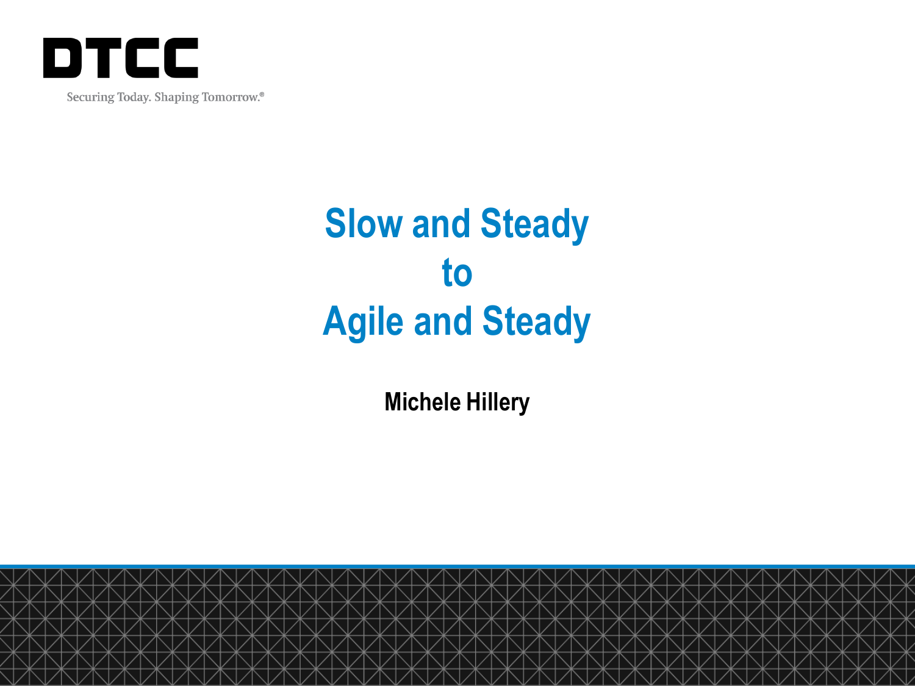DTCC

Securing Today. Shaping Tomorrow.®

# Slow and Steady to Agile and Steady

**Michele Hillery**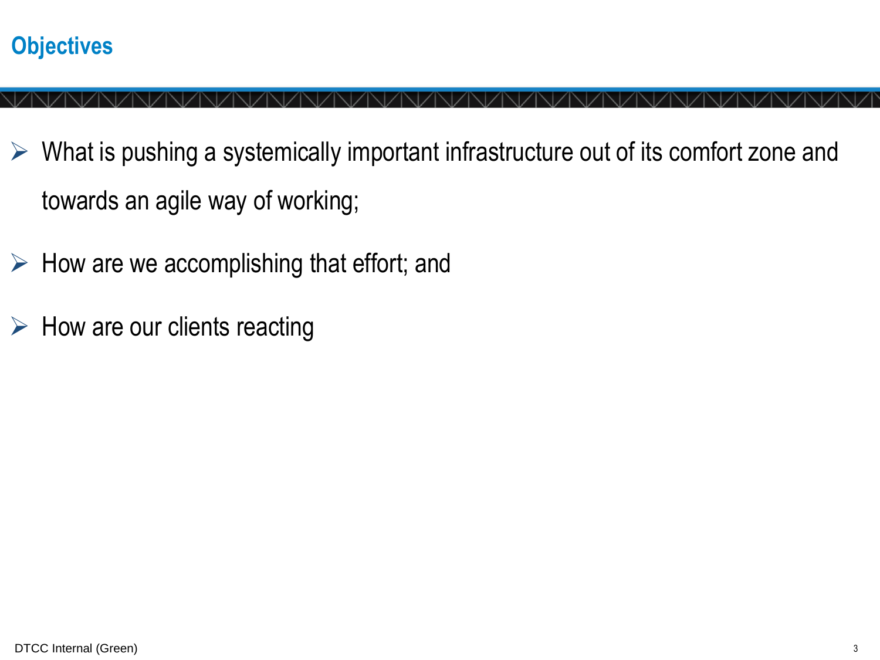# Objectives

- What is pushing a systemically important infrastructure out of its comfort zone and towards an agile way of working;
- How are we accomplishing that effort; and
- How are our clients reacting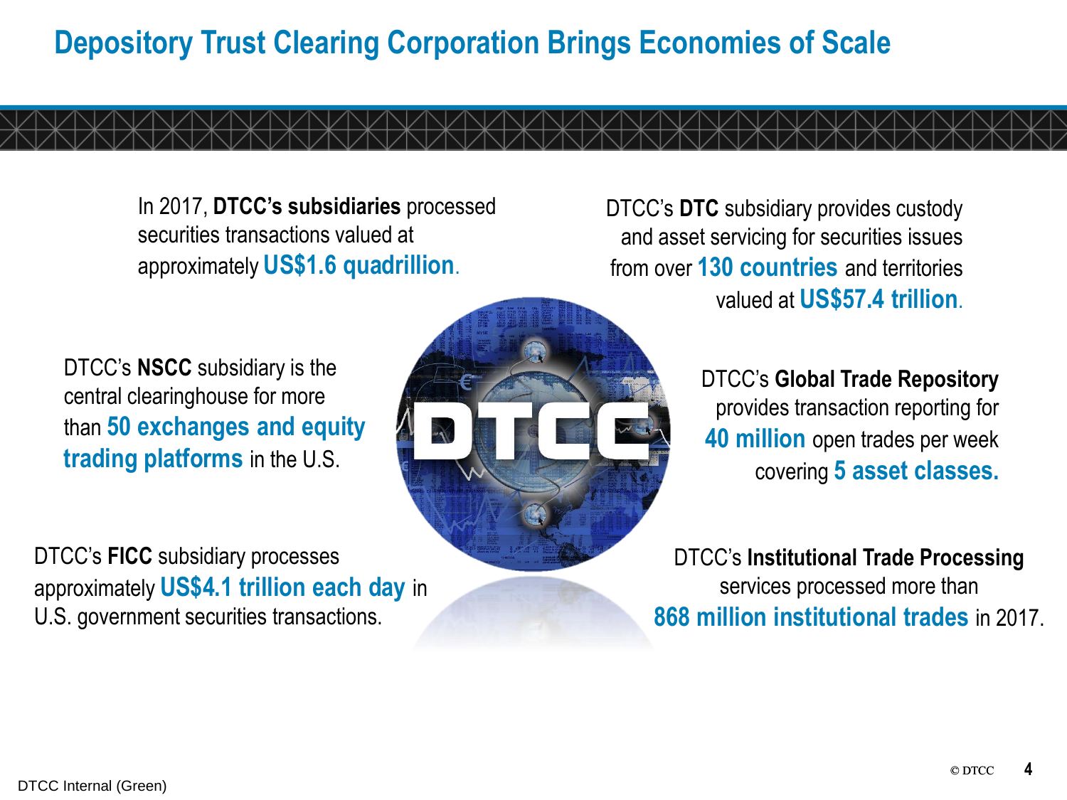# Depository Trust Clearing Corporation Brings Economies of Scale

In 2017, **DTCC's subsidiaries** processed securities transactions valued at approximately **US$1.6 quadrillion**.

DTCC's **DTC** subsidiary provides custody and asset servicing for securities issues from over **130 countries** and territories valued at **US$57.4 trillion**.

DTCC's **NSCC** subsidiary is the central clearinghouse for more than **50 exchanges and equity trading platforms** in the U.S.

DTCC's **Global Trade Repository** provides transaction reporting for **40 million** open trades per week covering **5 asset classes.**

DTCC's **FICC** subsidiary processes approximately **US$4.1 trillion each day** in U.S. government securities transactions.

DTCC's **Institutional Trade Processing** services processed more than **868 million institutional trades** in 2017.

DTCC Internal (Green)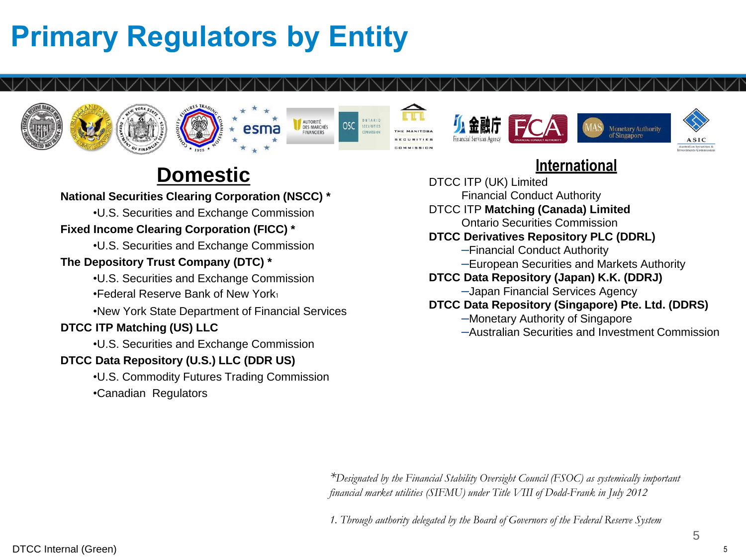# Primary Regulators by Entity

## Domestic

**National Securities Clearing Corporation (NSCC) ***

- U.S. Securities and Exchange Commission

**Fixed Income Clearing Corporation (FICC) ***

- U.S. Securities and Exchange Commission

**The Depository Trust Company (DTC) ***

- U.S. Securities and Exchange Commission
- Federal Reserve Bank of New York[1]
- New York State Department of Financial Services

**DTCC ITP Matching (US) LLC**

- U.S. Securities and Exchange Commission

**DTCC Data Repository (U.S.) LLC (DDR US)**

- U.S. Commodity Futures Trading Commission
- Canadian Regulators

## International

DTCC ITP (UK) Limited

- Financial Conduct Authority

DTCC ITP **Matching (Canada) Limited**

- Ontario Securities Commission

**DTCC Derivatives Repository PLC (DDRL)**

- Financial Conduct Authority
- European Securities and Markets Authority

**DTCC Data Repository (Japan) K.K. (DDRJ)**

- Japan Financial Services Agency

**DTCC Data Repository (Singapore) Pte. Ltd. (DDRS)**

- Monetary Authority of Singapore
- Australian Securities and Investment Commission

*\*Designated by the Financial Stability Oversight Council (FSOC) as systemically important financial market utilities (SIFMU) under Title VIII of Dodd-Frank in July 2012*

*1. Through authority delegated by the Board of Governors of the Federal Reserve System*

DTCC Internal (Green)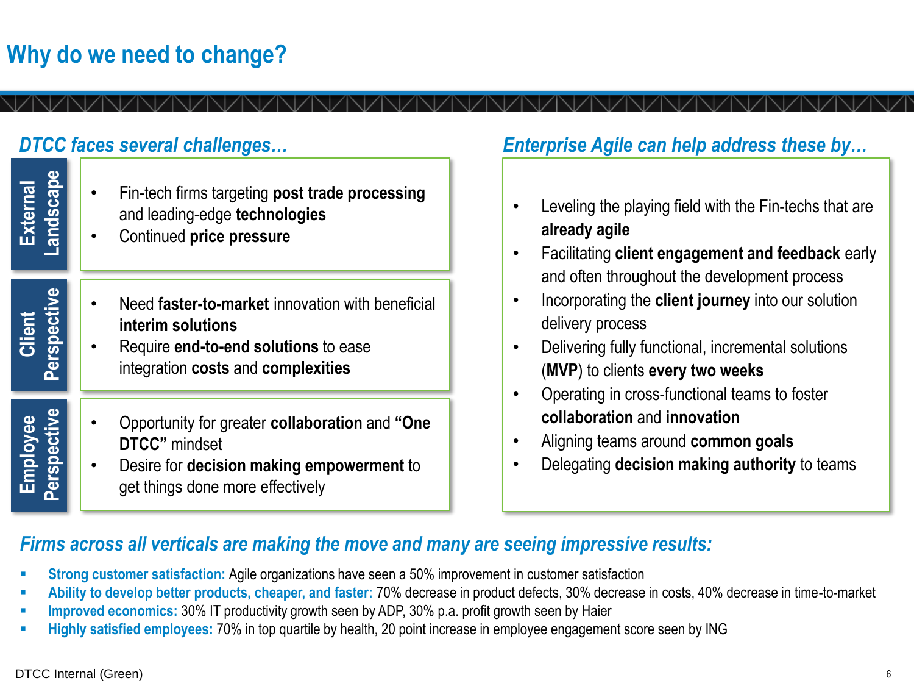# Why do we need to change?

## *DTCC faces several challenges…*

### External Landscape

- Fin-tech firms targeting **post trade processing** and leading-edge **technologies**
- Continued **price pressure**

### Client Perspective

- Need **faster-to-market** innovation with beneficial **interim solutions**
- Require **end-to-end solutions** to ease integration **costs** and **complexities**

### Employee Perspective

- Opportunity for greater **collaboration** and **"One DTCC"** mindset
- Desire for **decision making empowerment** to get things done more effectively

## *Enterprise Agile can help address these by…*

- Leveling the playing field with the Fin-techs that are **already agile**
- Facilitating **client engagement and feedback** early and often throughout the development process
- Incorporating the **client journey** into our solution delivery process
- Delivering fully functional, incremental solutions (**MVP**) to clients **every two weeks**
- Operating in cross-functional teams to foster **collaboration** and **innovation**
- Aligning teams around **common goals**
- Delegating **decision making authority** to teams

## *Firms across all verticals are making the move and many are seeing impressive results:*

- **Strong customer satisfaction:** Agile organizations have seen a 50% improvement in customer satisfaction
- **Ability to develop better products, cheaper, and faster:** 70% decrease in product defects, 30% decrease in costs, 40% decrease in time-to-market
- **Improved economics:** 30% IT productivity growth seen by ADP, 30% p.a. profit growth seen by Haier
- **Highly satisfied employees:** 70% in top quartile by health, 20 point increase in employee engagement score seen by ING

DTCC Internal (Green)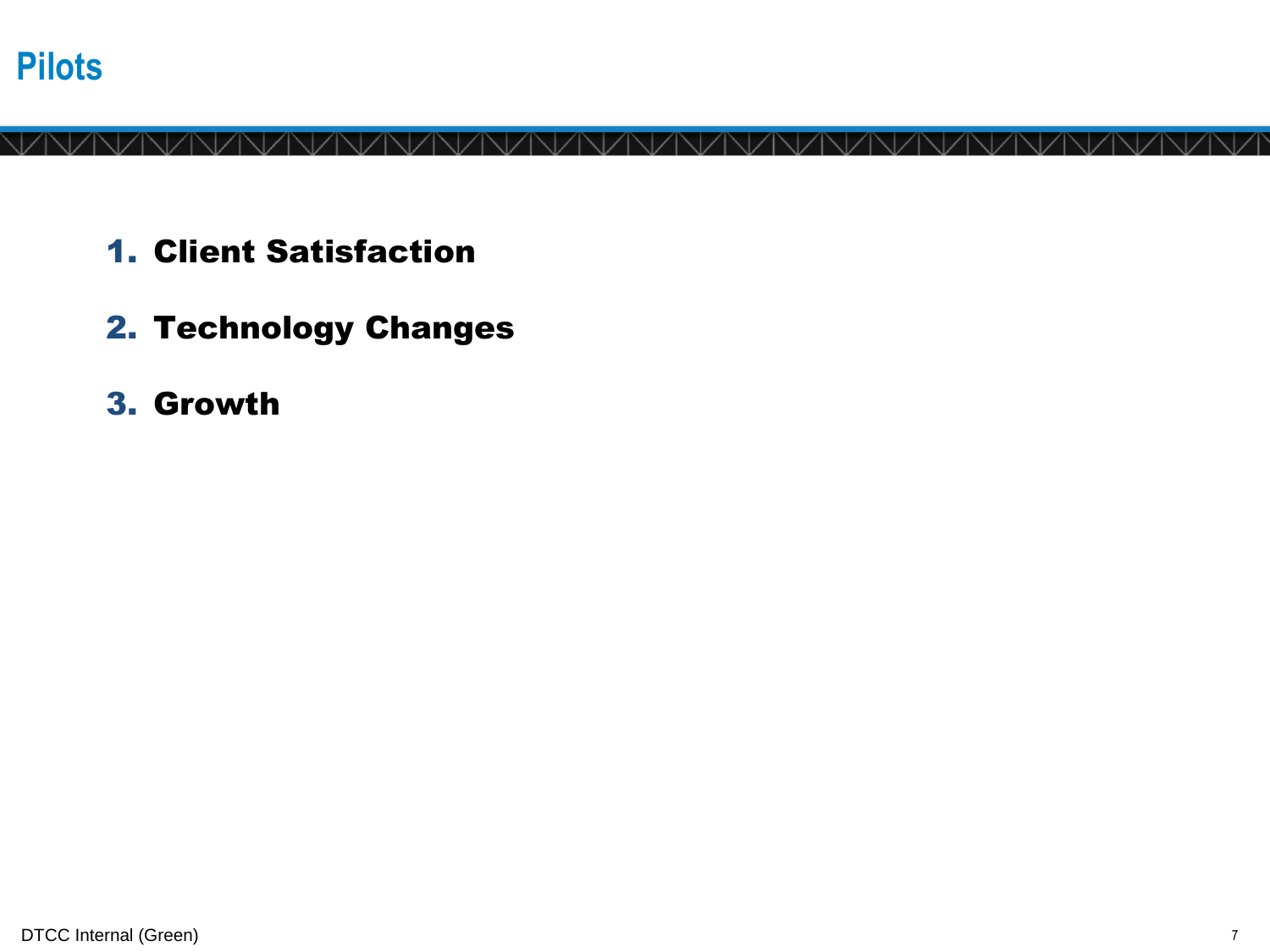# Pilots

1. **Client Satisfaction**
2. **Technology Changes**
3. **Growth**

DTCC Internal (Green)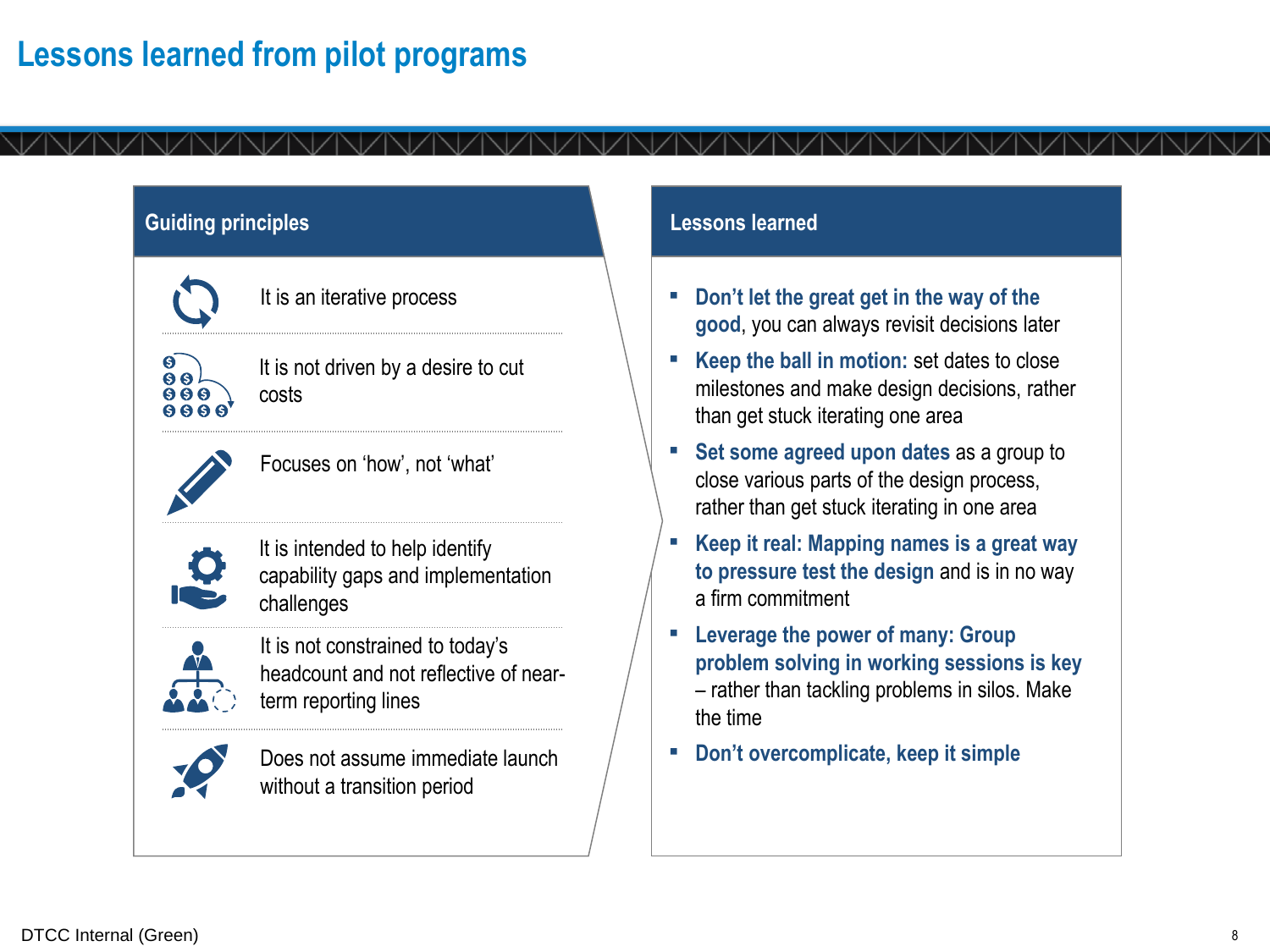# Lessons learned from pilot programs

## Guiding principles

- It is an iterative process
- It is not driven by a desire to cut costs
- Focuses on 'how', not 'what'
- It is intended to help identify capability gaps and implementation challenges
- It is not constrained to today's headcount and not reflective of near-term reporting lines
- Does not assume immediate launch without a transition period

## Lessons learned

- **Don't let the great get in the way of the good**, you can always revisit decisions later
- **Keep the ball in motion:** set dates to close milestones and make design decisions, rather than get stuck iterating one area
- **Set some agreed upon dates** as a group to close various parts of the design process, rather than get stuck iterating in one area
- **Keep it real: Mapping names is a great way to pressure test the design** and is in no way a firm commitment
- **Leverage the power of many: Group problem solving in working sessions is key** – rather than tackling problems in silos. Make the time
- **Don't overcomplicate, keep it simple**

DTCC Internal (Green)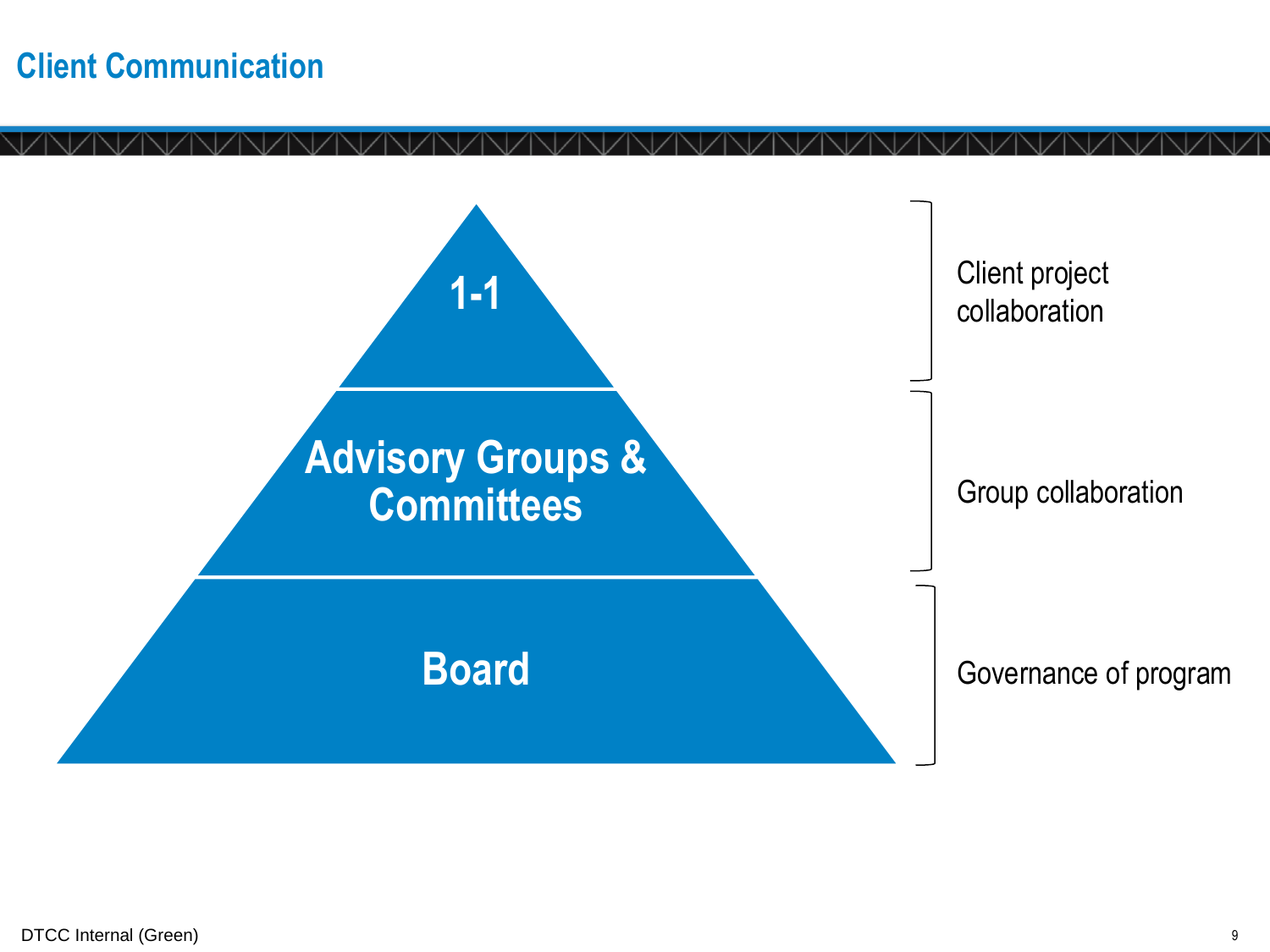# Client Communication

| Level | Purpose |
| --- | --- |
| 1-1 | Client project collaboration |
| Advisory Groups & Committees | Group collaboration |
| Board | Governance of program |

DTCC Internal (Green)